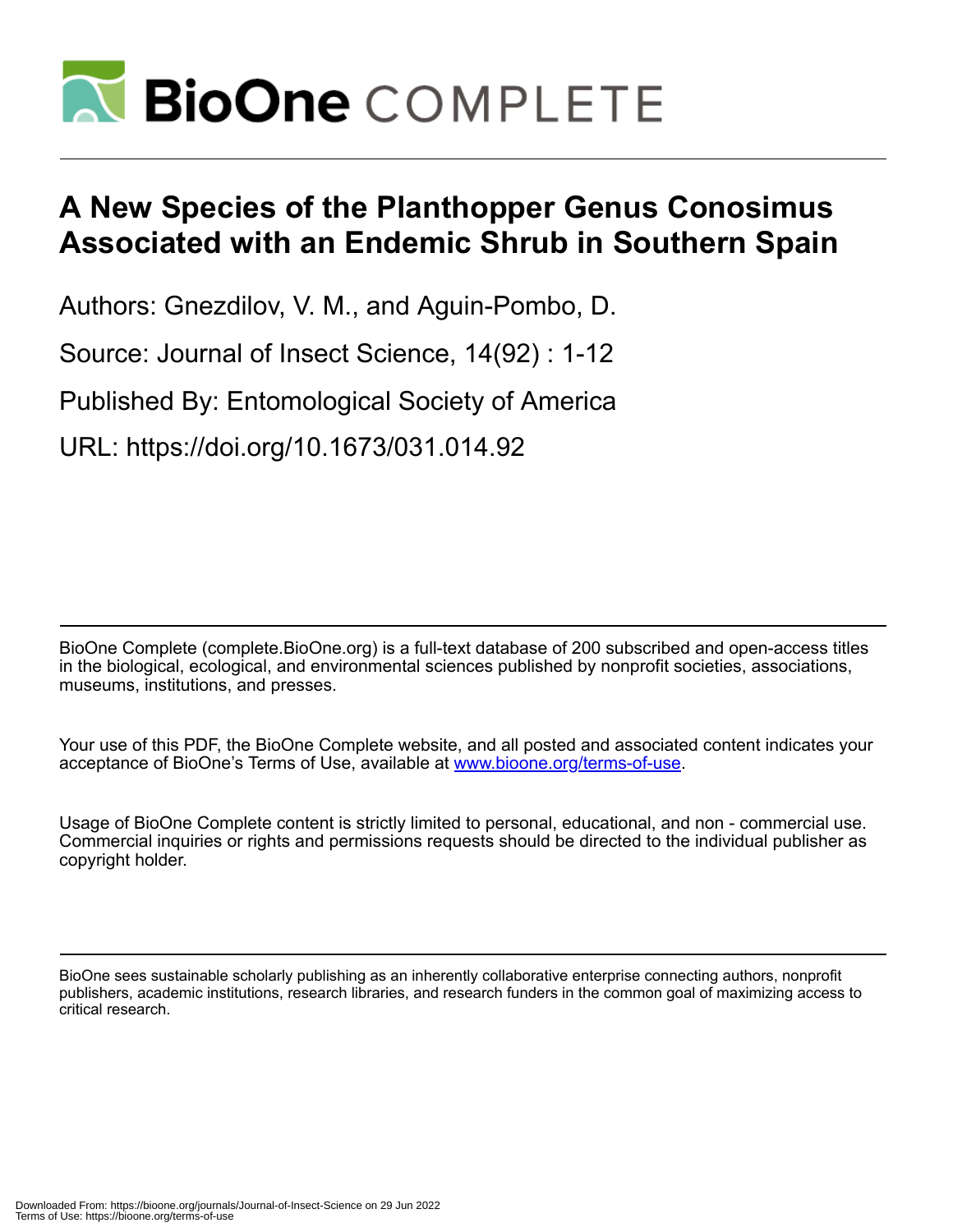# A New Species of the Planthopper Genus Conosimus Associated with an Endemic Shrub in Southern Spain

Authors: Gnezdilov, V. M., and Aguin-Pombo, D.

Source: Journal of Insect Science, 14(92) : 1-12

Published By: Entomological Society of America

URL: https://doi.org/10.1673/031.014.92

BioOne Complete (complete.BioOne.org) is a full-text database of 200 subscribed and open-access titles in the biological, ecological, and environmental sciences published by nonprofit societies, associations, museums, institutions, and presses.

Your use of this PDF, the BioOne Complete website, and all posted and associated content indicates your acceptance of BioOne's Terms of Use, available at www.bioone.org/terms-of-use.

Usage of BioOne Complete content is strictly limited to personal, educational, and non - commercial use. Commercial inquiries or rights and permissions requests should be directed to the individual publisher as copyright holder.

BioOne sees sustainable scholarly publishing as an inherently collaborative enterprise connecting authors, nonprofit publishers, academic institutions, research libraries, and research funders in the common goal of maximizing access to critical research.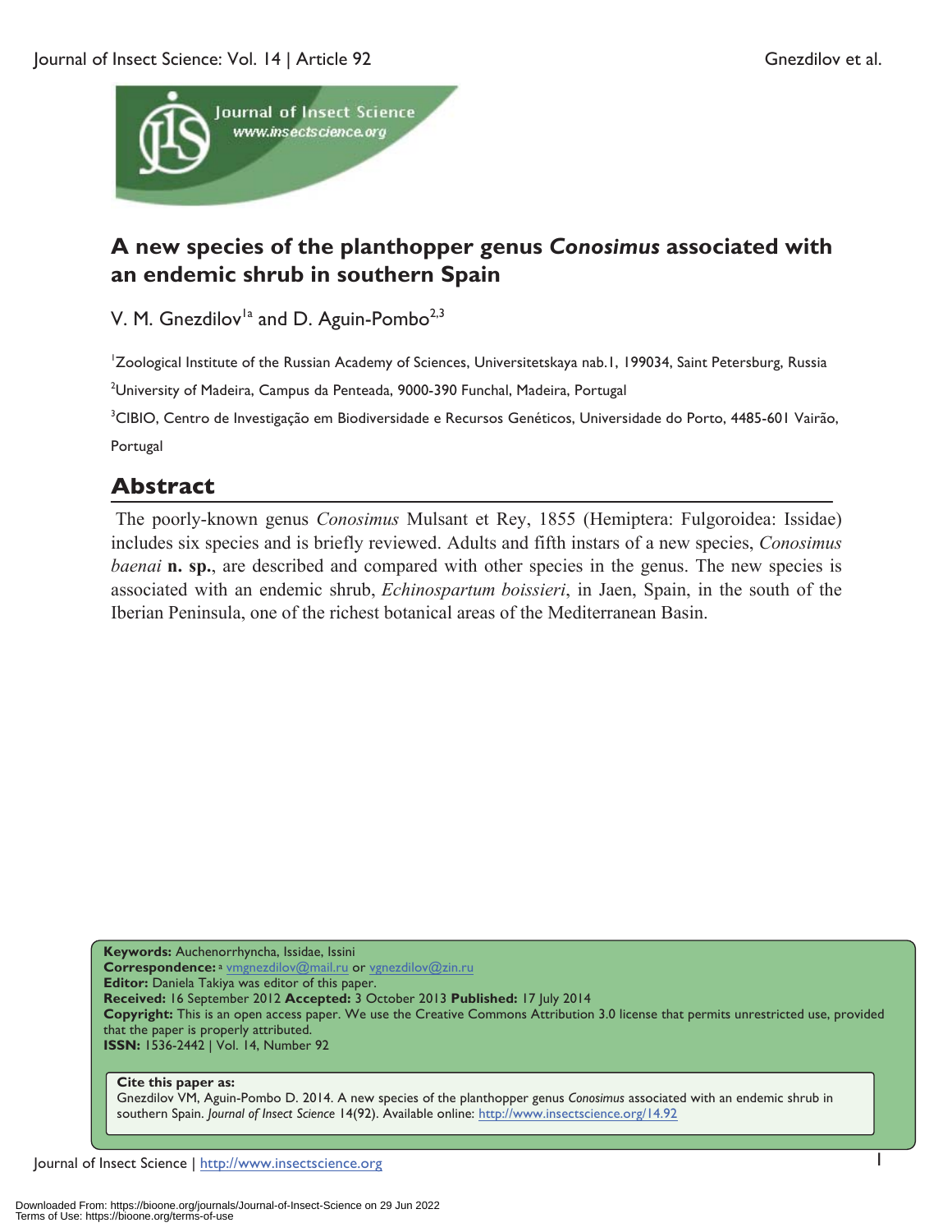# A new species of the planthopper genus *Conosimus* associated with an endemic shrub in southern Spain

V. M. Gnezdilov[1a] and D. Aguin-Pombo[2,3]

[1]Zoological Institute of the Russian Academy of Sciences, Universitetskaya nab.1, 199034, Saint Petersburg, Russia

[2]University of Madeira, Campus da Penteada, 9000-390 Funchal, Madeira, Portugal

[3]CIBIO, Centro de Investigação em Biodiversidade e Recursos Genéticos, Universidade do Porto, 4485-601 Vairão, Portugal

## Abstract

The poorly-known genus *Conosimus* Mulsant et Rey, 1855 (Hemiptera: Fulgoroidea: Issidae) includes six species and is briefly reviewed. Adults and fifth instars of a new species, *Conosimus baenai* **n. sp.**, are described and compared with other species in the genus. The new species is associated with an endemic shrub, *Echinospartum boissieri*, in Jaen, Spain, in the south of the Iberian Peninsula, one of the richest botanical areas of the Mediterranean Basin.

**Keywords:** Auchenorrhyncha, Issidae, Issini
**Correspondence:** [a] vmgnezdilov@mail.ru or vgnezdilov@zin.ru
**Editor:** Daniela Takiya was editor of this paper.
**Received:** 16 September 2012 **Accepted:** 3 October 2013 **Published:** 17 July 2014
**Copyright:** This is an open access paper. We use the Creative Commons Attribution 3.0 license that permits unrestricted use, provided that the paper is properly attributed.
**ISSN:** 1536-2442 | Vol. 14, Number 92

**Cite this paper as:**
Gnezdilov VM, Aguin-Pombo D. 2014. A new species of the planthopper genus *Conosimus* associated with an endemic shrub in southern Spain. *Journal of Insect Science* 14(92). Available online: http://www.insectscience.org/14.92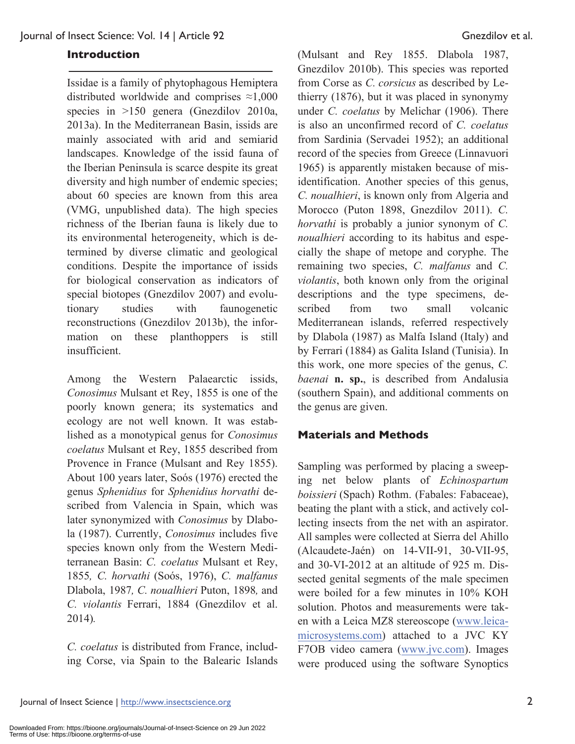## Introduction

Issidae is a family of phytophagous Hemiptera distributed worldwide and comprises ≈1,000 species in >150 genera (Gnezdilov 2010a, 2013a). In the Mediterranean Basin, issids are mainly associated with arid and semiarid landscapes. Knowledge of the issid fauna of the Iberian Peninsula is scarce despite its great diversity and high number of endemic species; about 60 species are known from this area (VMG, unpublished data). The high species richness of the Iberian fauna is likely due to its environmental heterogeneity, which is determined by diverse climatic and geological conditions. Despite the importance of issids for biological conservation as indicators of special biotopes (Gnezdilov 2007) and evolutionary studies with faunogenetic reconstructions (Gnezdilov 2013b), the information on these planthoppers is still insufficient.

Among the Western Palaearctic issids, *Conosimus* Mulsant et Rey, 1855 is one of the poorly known genera; its systematics and ecology are not well known. It was established as a monotypical genus for *Conosimus coelatus* Mulsant et Rey, 1855 described from Provence in France (Mulsant and Rey 1855). About 100 years later, Soós (1976) erected the genus *Sphenidius* for *Sphenidius horvathi* described from Valencia in Spain, which was later synonymized with *Conosimus* by Dlabola (1987). Currently, *Conosimus* includes five species known only from the Western Mediterranean Basin: *C. coelatus* Mulsant et Rey, 1855, *C. horvathi* (Soós, 1976), *C. malfanus* Dlabola, 1987, *C. noualhieri* Puton, 1898, and *C. violantis* Ferrari, 1884 (Gnezdilov et al. 2014).

*C. coelatus* is distributed from France, including Corse, via Spain to the Balearic Islands (Mulsant and Rey 1855. Dlabola 1987, Gnezdilov 2010b). This species was reported from Corse as *C. corsicus* as described by Lethierry (1876), but it was placed in synonymy under *C. coelatus* by Melichar (1906). There is also an unconfirmed record of *C. coelatus* from Sardinia (Servadei 1952); an additional record of the species from Greece (Linnavuori 1965) is apparently mistaken because of misidentification. Another species of this genus, *C. noualhieri*, is known only from Algeria and Morocco (Puton 1898, Gnezdilov 2011). *C. horvathi* is probably a junior synonym of *C. noualhieri* according to its habitus and especially the shape of metope and coryphe. The remaining two species, *C. malfanus* and *C. violantis*, both known only from the original descriptions and the type specimens, described from two small volcanic Mediterranean islands, referred respectively by Dlabola (1987) as Malfa Island (Italy) and by Ferrari (1884) as Galita Island (Tunisia). In this work, one more species of the genus, *C. baenai* **n. sp.**, is described from Andalusia (southern Spain), and additional comments on the genus are given.

## Materials and Methods

Sampling was performed by placing a sweeping net below plants of *Echinospartum boissieri* (Spach) Rothm. (Fabales: Fabaceae), beating the plant with a stick, and actively collecting insects from the net with an aspirator. All samples were collected at Sierra del Ahillo (Alcaudete-Jaén) on 14-VII-91, 30-VII-95, and 30-VI-2012 at an altitude of 925 m. Dissected genital segments of the male specimen were boiled for a few minutes in 10% KOH solution. Photos and measurements were taken with a Leica MZ8 stereoscope (www.leica-microsystems.com) attached to a JVC KY F7OB video camera (www.jvc.com). Images were produced using the software Synoptics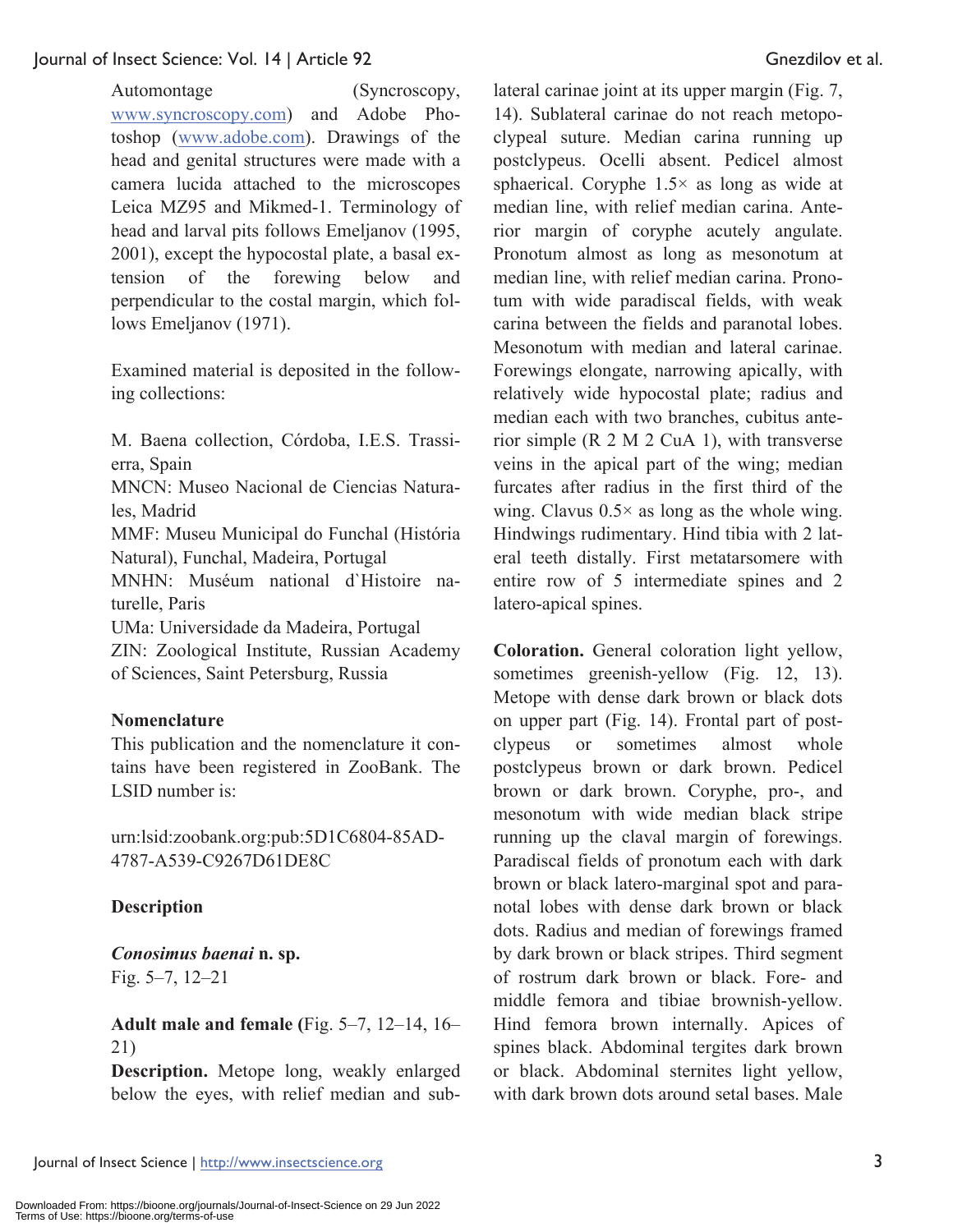Automontage (Syncroscopy, www.syncroscopy.com) and Adobe Photoshop (www.adobe.com). Drawings of the head and genital structures were made with a camera lucida attached to the microscopes Leica MZ95 and Mikmed-1. Terminology of head and larval pits follows Emeljanov (1995, 2001), except the hypocostal plate, a basal extension of the forewing below and perpendicular to the costal margin, which follows Emeljanov (1971).

Examined material is deposited in the following collections:

M. Baena collection, Córdoba, I.E.S. Trassierra, Spain
MNCN: Museo Nacional de Ciencias Naturales, Madrid
MMF: Museu Municipal do Funchal (História Natural), Funchal, Madeira, Portugal
MNHN: Muséum national d`Histoire naturelle, Paris
UMa: Universidade da Madeira, Portugal
ZIN: Zoological Institute, Russian Academy of Sciences, Saint Petersburg, Russia

### Nomenclature

This publication and the nomenclature it contains have been registered in ZooBank. The LSID number is:

urn:lsid:zoobank.org:pub:5D1C6804-85AD-4787-A539-C9267D61DE8C

### Description

***Conosimus baenai* n. sp.**
Fig. 5–7, 12–21

**Adult male and female (**Fig. 5–7, 12–14, 16–21)

**Description.** Metope long, weakly enlarged below the eyes, with relief median and sublateral carinae joint at its upper margin (Fig. 7, 14). Sublateral carinae do not reach metopoclypeal suture. Median carina running up postclypeus. Ocelli absent. Pedicel almost sphaerical. Coryphe 1.5× as long as wide at median line, with relief median carina. Anterior margin of coryphe acutely angulate. Pronotum almost as long as mesonotum at median line, with relief median carina. Pronotum with wide paradiscal fields, with weak carina between the fields and paranotal lobes. Mesonotum with median and lateral carinae. Forewings elongate, narrowing apically, with relatively wide hypocostal plate; radius and median each with two branches, cubitus anterior simple (R 2 M 2 CuA 1), with transverse veins in the apical part of the wing; median furcates after radius in the first third of the wing. Clavus 0.5× as long as the whole wing. Hindwings rudimentary. Hind tibia with 2 lateral teeth distally. First metatarsomere with entire row of 5 intermediate spines and 2 latero-apical spines.

**Coloration.** General coloration light yellow, sometimes greenish-yellow (Fig. 12, 13). Metope with dense dark brown or black dots on upper part (Fig. 14). Frontal part of postclypeus or sometimes almost whole postclypeus brown or dark brown. Pedicel brown or dark brown. Coryphe, pro-, and mesonotum with wide median black stripe running up the claval margin of forewings. Paradiscal fields of pronotum each with dark brown or black latero-marginal spot and paranotal lobes with dense dark brown or black dots. Radius and median of forewings framed by dark brown or black stripes. Third segment of rostrum dark brown or black. Fore- and middle femora and tibiae brownish-yellow. Hind femora brown internally. Apices of spines black. Abdominal tergites dark brown or black. Abdominal sternites light yellow, with dark brown dots around setal bases. Male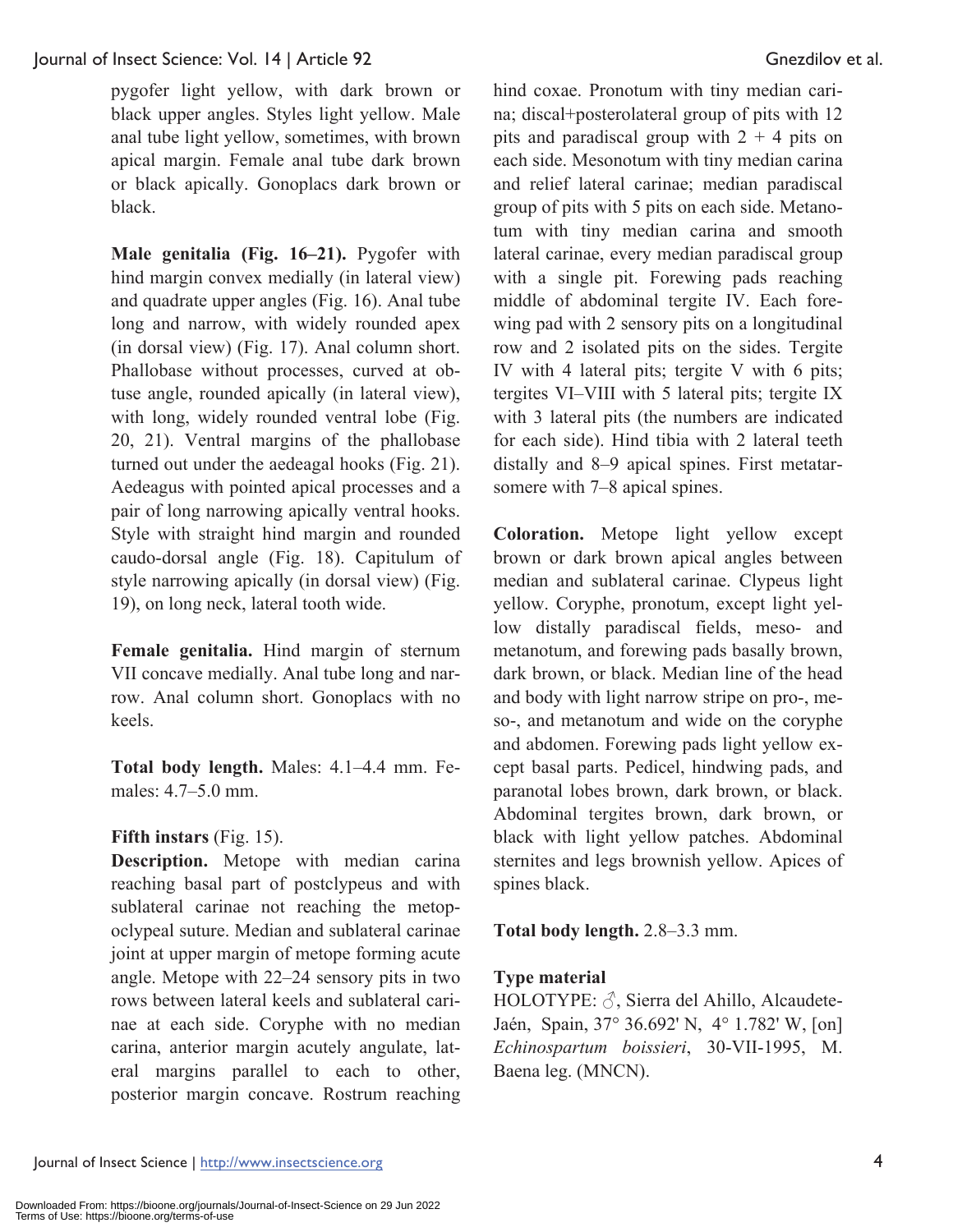pygofer light yellow, with dark brown or black upper angles. Styles light yellow. Male anal tube light yellow, sometimes, with brown apical margin. Female anal tube dark brown or black apically. Gonoplacs dark brown or black.

**Male genitalia (Fig. 16–21).** Pygofer with hind margin convex medially (in lateral view) and quadrate upper angles (Fig. 16). Anal tube long and narrow, with widely rounded apex (in dorsal view) (Fig. 17). Anal column short. Phallobase without processes, curved at obtuse angle, rounded apically (in lateral view), with long, widely rounded ventral lobe (Fig. 20, 21). Ventral margins of the phallobase turned out under the aedeagal hooks (Fig. 21). Aedeagus with pointed apical processes and a pair of long narrowing apically ventral hooks. Style with straight hind margin and rounded caudo-dorsal angle (Fig. 18). Capitulum of style narrowing apically (in dorsal view) (Fig. 19), on long neck, lateral tooth wide.

**Female genitalia.** Hind margin of sternum VII concave medially. Anal tube long and narrow. Anal column short. Gonoplacs with no keels.

**Total body length.** Males: 4.1–4.4 mm. Females: 4.7–5.0 mm.

**Fifth instars** (Fig. 15).

**Description.** Metope with median carina reaching basal part of postclypeus and with sublateral carinae not reaching the metopoclypeal suture. Median and sublateral carinae joint at upper margin of metope forming acute angle. Metope with 22–24 sensory pits in two rows between lateral keels and sublateral carinae at each side. Coryphe with no median carina, anterior margin acutely angulate, lateral margins parallel to each to other, posterior margin concave. Rostrum reaching hind coxae. Pronotum with tiny median carina; discal+posterolateral group of pits with 12 pits and paradiscal group with 2 + 4 pits on each side. Mesonotum with tiny median carina and relief lateral carinae; median paradiscal group of pits with 5 pits on each side. Metanotum with tiny median carina and smooth lateral carinae, every median paradiscal group with a single pit. Forewing pads reaching middle of abdominal tergite IV. Each forewing pad with 2 sensory pits on a longitudinal row and 2 isolated pits on the sides. Tergite IV with 4 lateral pits; tergite V with 6 pits; tergites VI–VIII with 5 lateral pits; tergite IX with 3 lateral pits (the numbers are indicated for each side). Hind tibia with 2 lateral teeth distally and 8–9 apical spines. First metatarsomere with 7–8 apical spines.

**Coloration.** Metope light yellow except brown or dark brown apical angles between median and sublateral carinae. Clypeus light yellow. Coryphe, pronotum, except light yellow distally paradiscal fields, meso- and metanotum, and forewing pads basally brown, dark brown, or black. Median line of the head and body with light narrow stripe on pro-, meso-, and metanotum and wide on the coryphe and abdomen. Forewing pads light yellow except basal parts. Pedicel, hindwing pads, and paranotal lobes brown, dark brown, or black. Abdominal tergites brown, dark brown, or black with light yellow patches. Abdominal sternites and legs brownish yellow. Apices of spines black.

**Total body length.** 2.8–3.3 mm.

**Type material**

HOLOTYPE: ♂, Sierra del Ahillo, Alcaudete-Jaén, Spain, 37° 36.692' N, 4° 1.782' W, [on] *Echinospartum boissieri*, 30-VII-1995, M. Baena leg. (MNCN).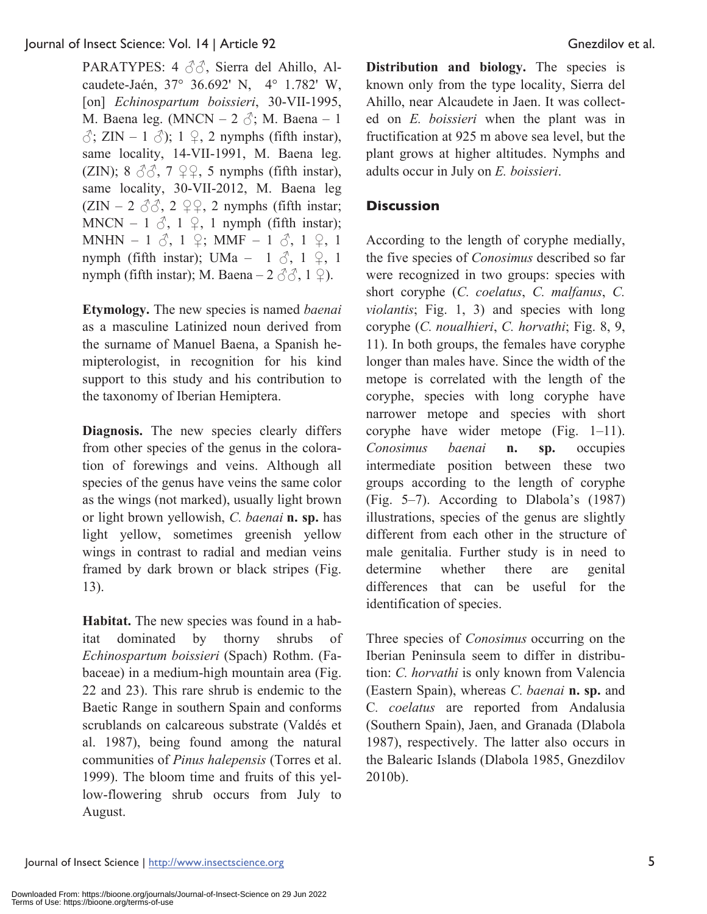PARATYPES: 4 ♂♂, Sierra del Ahillo, Alcaudete-Jaén, 37° 36.692' N, 4° 1.782' W, [on] *Echinospartum boissieri*, 30-VII-1995, M. Baena leg. (MNCN – 2 ♂; M. Baena – 1 ♂; ZIN – 1 ♂); 1 ♀, 2 nymphs (fifth instar), same locality, 14-VII-1991, M. Baena leg. (ZIN); 8 ♂♂, 7 ♀♀, 5 nymphs (fifth instar), same locality, 30-VII-2012, M. Baena leg (ZIN – 2 ♂♂, 2 ♀♀, 2 nymphs (fifth instar; MNCN – 1 ♂, 1 ♀, 1 nymph (fifth instar); MNHN – 1 ♂, 1 ♀; MMF – 1 ♂, 1 ♀, 1 nymph (fifth instar); UMa – 1 ♂, 1 ♀, 1 nymph (fifth instar); M. Baena – 2 ♂♂, 1 ♀).

**Etymology.** The new species is named *baenai* as a masculine Latinized noun derived from the surname of Manuel Baena, a Spanish hemipterologist, in recognition for his kind support to this study and his contribution to the taxonomy of Iberian Hemiptera.

**Diagnosis.** The new species clearly differs from other species of the genus in the coloration of forewings and veins. Although all species of the genus have veins the same color as the wings (not marked), usually light brown or light brown yellowish, *C. baenai* **n. sp.** has light yellow, sometimes greenish yellow wings in contrast to radial and median veins framed by dark brown or black stripes (Fig. 13).

**Habitat.** The new species was found in a habitat dominated by thorny shrubs of *Echinospartum boissieri* (Spach) Rothm. (Fabaceae) in a medium-high mountain area (Fig. 22 and 23). This rare shrub is endemic to the Baetic Range in southern Spain and conforms scrublands on calcareous substrate (Valdés et al. 1987), being found among the natural communities of *Pinus halepensis* (Torres et al. 1999). The bloom time and fruits of this yellow-flowering shrub occurs from July to August.

**Distribution and biology.** The species is known only from the type locality, Sierra del Ahillo, near Alcaudete in Jaen. It was collected on *E. boissieri* when the plant was in fructification at 925 m above sea level, but the plant grows at higher altitudes. Nymphs and adults occur in July on *E. boissieri*.

## Discussion

According to the length of coryphe medially, the five species of *Conosimus* described so far were recognized in two groups: species with short coryphe (*C. coelatus*, *C. malfanus*, *C. violantis*; Fig. 1, 3) and species with long coryphe (*C. noualhieri*, *C. horvathi*; Fig. 8, 9, 11). In both groups, the females have coryphe longer than males have. Since the width of the metope is correlated with the length of the coryphe, species with long coryphe have narrower metope and species with short coryphe have wider metope (Fig. 1–11). *Conosimus baenai* **n. sp.** occupies intermediate position between these two groups according to the length of coryphe (Fig. 5–7). According to Dlabola's (1987) illustrations, species of the genus are slightly different from each other in the structure of male genitalia. Further study is in need to determine whether there are genital differences that can be useful for the identification of species.

Three species of *Conosimus* occurring on the Iberian Peninsula seem to differ in distribution: *C. horvathi* is only known from Valencia (Eastern Spain), whereas *C. baenai* **n. sp.** and *C. coelatus* are reported from Andalusia (Southern Spain), Jaen, and Granada (Dlabola 1987), respectively. The latter also occurs in the Balearic Islands (Dlabola 1985, Gnezdilov 2010b).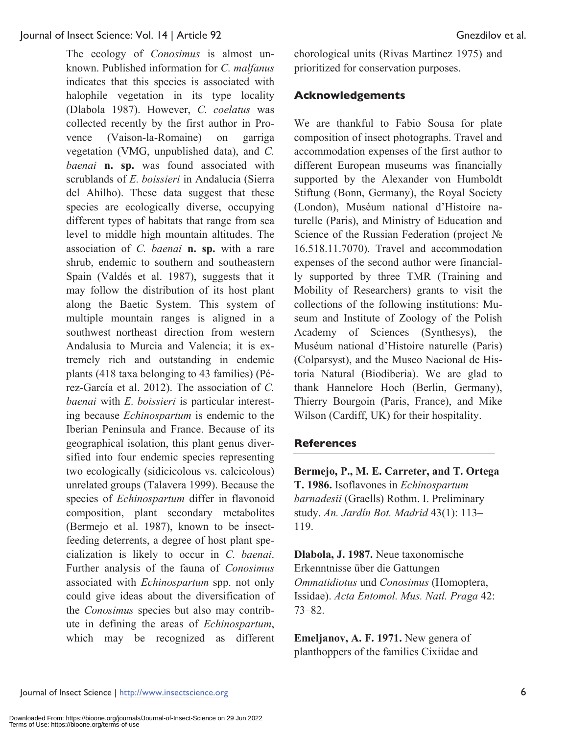The ecology of *Conosimus* is almost unknown. Published information for *C. malfanus* indicates that this species is associated with halophile vegetation in its type locality (Dlabola 1987). However, *C. coelatus* was collected recently by the first author in Provence (Vaison-la-Romaine) on garriga vegetation (VMG, unpublished data), and *C. baenai* **n. sp.** was found associated with scrublands of *E. boissieri* in Andalucia (Sierra del Ahilho). These data suggest that these species are ecologically diverse, occupying different types of habitats that range from sea level to middle high mountain altitudes. The association of *C. baenai* **n. sp.** with a rare shrub, endemic to southern and southeastern Spain (Valdés et al. 1987), suggests that it may follow the distribution of its host plant along the Baetic System. This system of multiple mountain ranges is aligned in a southwest–northeast direction from western Andalusia to Murcia and Valencia; it is extremely rich and outstanding in endemic plants (418 taxa belonging to 43 families) (Pérez-García et al. 2012). The association of *C. baenai* with *E. boissieri* is particular interesting because *Echinospartum* is endemic to the Iberian Peninsula and France. Because of its geographical isolation, this plant genus diversified into four endemic species representing two ecologically (sidicicolous vs. calcicolous) unrelated groups (Talavera 1999). Because the species of *Echinospartum* differ in flavonoid composition, plant secondary metabolites (Bermejo et al. 1987), known to be insect-feeding deterrents, a degree of host plant specialization is likely to occur in *C. baenai*. Further analysis of the fauna of *Conosimus* associated with *Echinospartum* spp. not only could give ideas about the diversification of the *Conosimus* species but also may contribute in defining the areas of *Echinospartum*, which may be recognized as different chorological units (Rivas Martinez 1975) and prioritized for conservation purposes.

## Acknowledgements

We are thankful to Fabio Sousa for plate composition of insect photographs. Travel and accommodation expenses of the first author to different European museums was financially supported by the Alexander von Humboldt Stiftung (Bonn, Germany), the Royal Society (London), Muséum national d'Histoire naturelle (Paris), and Ministry of Education and Science of the Russian Federation (project № 16.518.11.7070). Travel and accommodation expenses of the second author were financially supported by three TMR (Training and Mobility of Researchers) grants to visit the collections of the following institutions: Museum and Institute of Zoology of the Polish Academy of Sciences (Synthesys), the Muséum national d'Histoire naturelle (Paris) (Colparsyst), and the Museo Nacional de Historia Natural (Biodiberia). We are glad to thank Hannelore Hoch (Berlin, Germany), Thierry Bourgoin (Paris, France), and Mike Wilson (Cardiff, UK) for their hospitality.

## References

**Bermejo, P., M. E. Carreter, and T. Ortega T. 1986.** Isoflavones in *Echinospartum barnadesii* (Graells) Rothm. I. Preliminary study. *An. Jardín Bot. Madrid* 43(1): 113–119.

**Dlabola, J. 1987.** Neue taxonomische Erkenntnisse über die Gattungen *Ommatidiotus* und *Conosimus* (Homoptera, Issidae). *Acta Entomol. Mus. Natl. Praga* 42: 73–82.

**Emeljanov, A. F. 1971.** New genera of planthoppers of the families Cixiidae and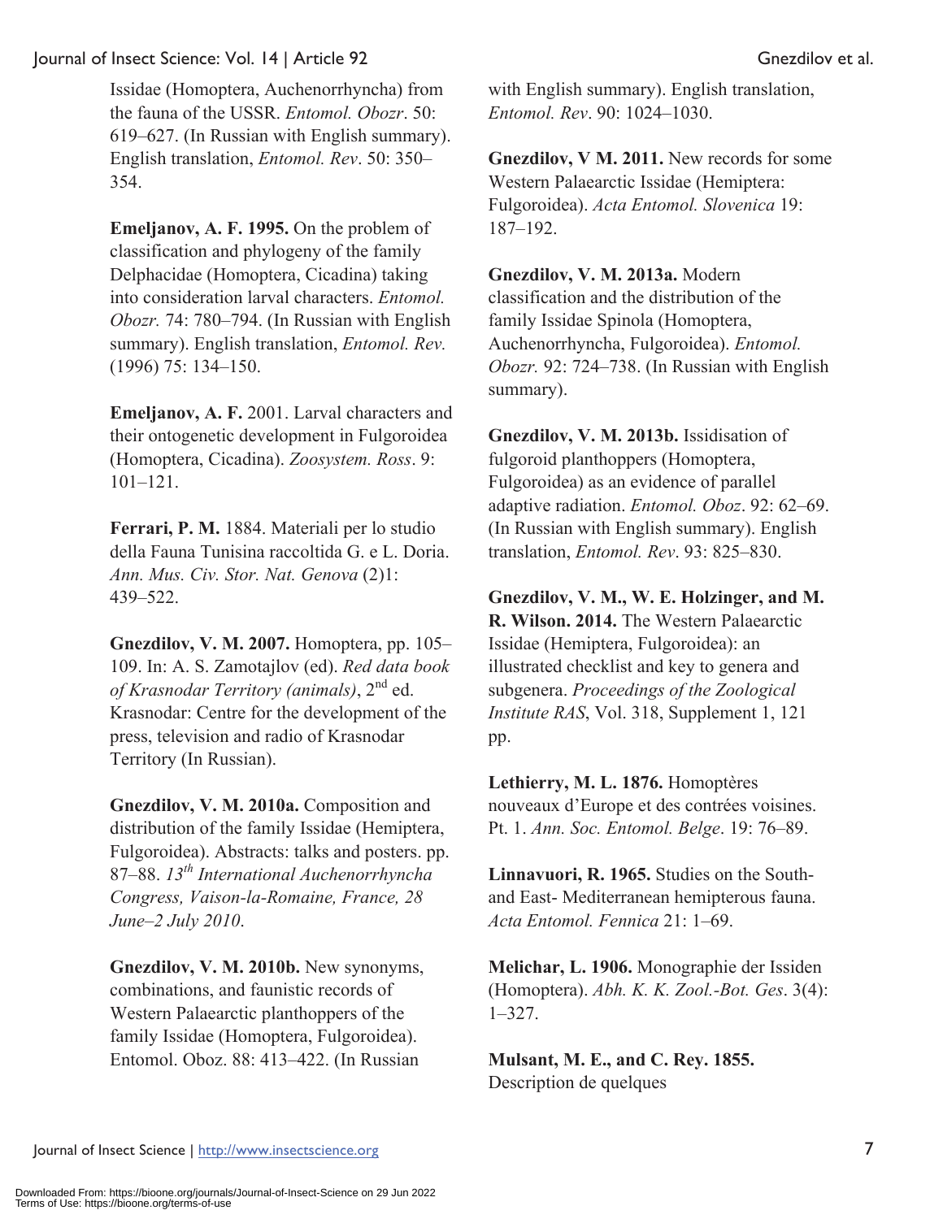Issidae (Homoptera, Auchenorrhyncha) from the fauna of the USSR. *Entomol. Obozr*. 50: 619–627. (In Russian with English summary). English translation, *Entomol. Rev*. 50: 350–354.

**Emeljanov, A. F. 1995.** On the problem of classification and phylogeny of the family Delphacidae (Homoptera, Cicadina) taking into consideration larval characters. *Entomol. Obozr.* 74: 780–794. (In Russian with English summary). English translation, *Entomol. Rev.* (1996) 75: 134–150.

**Emeljanov, A. F.** 2001. Larval characters and their ontogenetic development in Fulgoroidea (Homoptera, Cicadina). *Zoosystem. Ross*. 9: 101–121.

**Ferrari, P. M.** 1884. Materiali per lo studio della Fauna Tunisina raccoltida G. e L. Doria. *Ann. Mus. Civ. Stor. Nat. Genova* (2)1: 439–522.

**Gnezdilov, V. M. 2007.** Homoptera, pp. 105–109. In: A. S. Zamotajlov (ed). *Red data book of Krasnodar Territory (animals)*, 2nd ed. Krasnodar: Centre for the development of the press, television and radio of Krasnodar Territory (In Russian).

**Gnezdilov, V. M. 2010a.** Composition and distribution of the family Issidae (Hemiptera, Fulgoroidea). Abstracts: talks and posters. pp. 87–88. *13th International Auchenorrhyncha Congress, Vaison-la-Romaine, France, 28 June–2 July 2010*.

**Gnezdilov, V. M. 2010b.** New synonyms, combinations, and faunistic records of Western Palaearctic planthoppers of the family Issidae (Homoptera, Fulgoroidea). Entomol. Oboz. 88: 413–422. (In Russian with English summary). English translation, *Entomol. Rev*. 90: 1024–1030.

**Gnezdilov, V M. 2011.** New records for some Western Palaearctic Issidae (Hemiptera: Fulgoroidea). *Acta Entomol. Slovenica* 19: 187–192.

**Gnezdilov, V. M. 2013a.** Modern classification and the distribution of the family Issidae Spinola (Homoptera, Auchenorrhyncha, Fulgoroidea). *Entomol. Obozr.* 92: 724–738. (In Russian with English summary).

**Gnezdilov, V. M. 2013b.** Issidisation of fulgoroid planthoppers (Homoptera, Fulgoroidea) as an evidence of parallel adaptive radiation. *Entomol. Oboz*. 92: 62–69. (In Russian with English summary). English translation, *Entomol. Rev*. 93: 825–830.

**Gnezdilov, V. M., W. E. Holzinger, and M. R. Wilson. 2014.** The Western Palaearctic Issidae (Hemiptera, Fulgoroidea): an illustrated checklist and key to genera and subgenera. *Proceedings of the Zoological Institute RAS*, Vol. 318, Supplement 1, 121 pp.

**Lethierry, M. L. 1876.** Homoptères nouveaux d'Europe et des contrées voisines. Pt. 1. *Ann. Soc. Entomol. Belge*. 19: 76–89.

**Linnavuori, R. 1965.** Studies on the South- and East- Mediterranean hemipterous fauna. *Acta Entomol. Fennica* 21: 1–69.

**Melichar, L. 1906.** Monographie der Issiden (Homoptera). *Abh. K. K. Zool.-Bot. Ges*. 3(4): 1–327.

**Mulsant, M. E., and C. Rey. 1855.** Description de quelques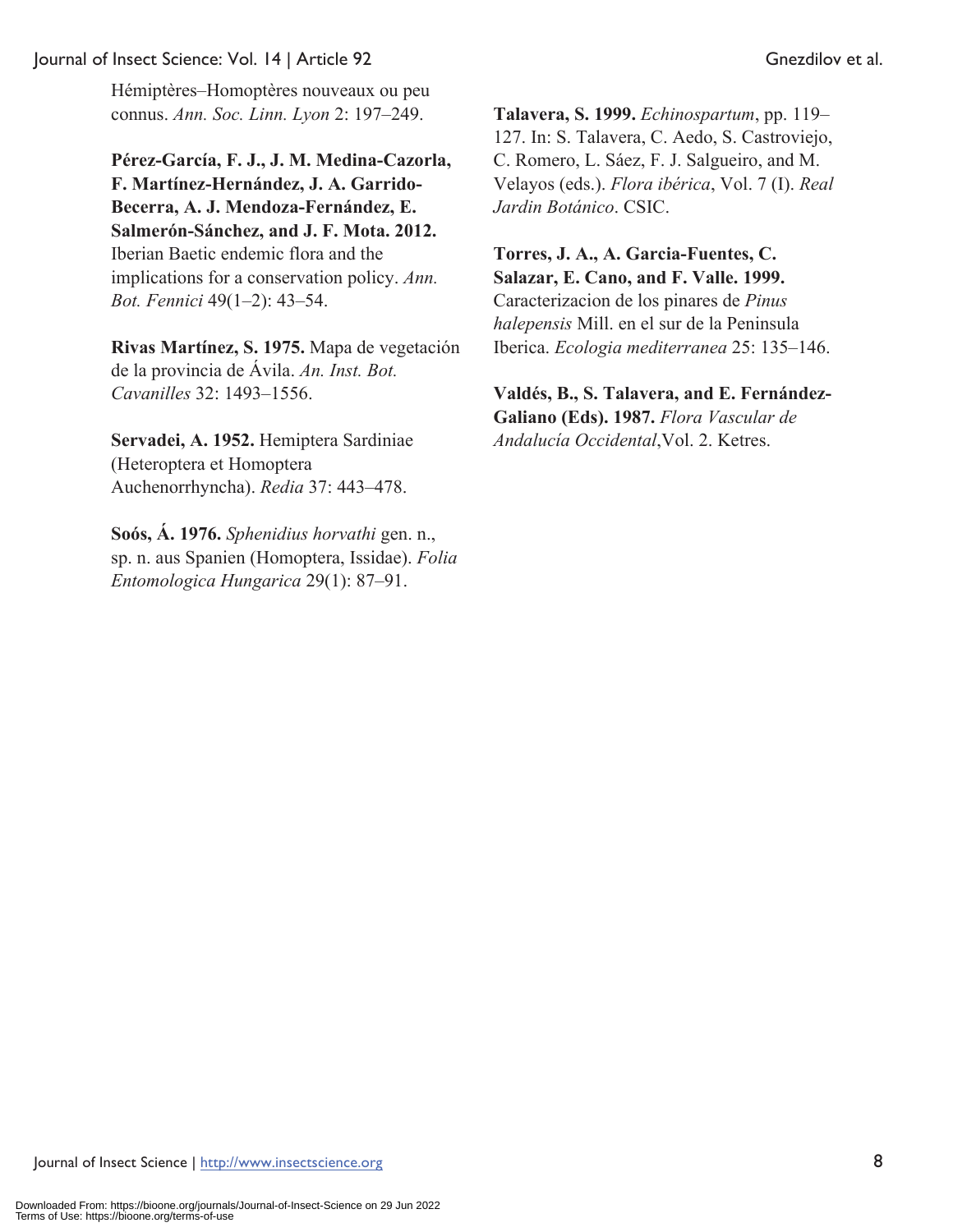Hémiptères–Homoptères nouveaux ou peu connus. *Ann. Soc. Linn. Lyon* 2: 197–249.

**Pérez-García, F. J., J. M. Medina-Cazorla, F. Martínez-Hernández, J. A. Garrido-Becerra, A. J. Mendoza-Fernández, E. Salmerón-Sánchez, and J. F. Mota. 2012.** Iberian Baetic endemic flora and the implications for a conservation policy. *Ann. Bot. Fennici* 49(1–2): 43–54.

**Rivas Martínez, S. 1975.** Mapa de vegetación de la provincia de Ávila. *An. Inst. Bot. Cavanilles* 32: 1493–1556.

**Servadei, A. 1952.** Hemiptera Sardiniae (Heteroptera et Homoptera Auchenorrhyncha). *Redia* 37: 443–478.

**Soós, Á. 1976.** *Sphenidius horvathi* gen. n., sp. n. aus Spanien (Homoptera, Issidae). *Folia Entomologica Hungarica* 29(1): 87–91.

**Talavera, S. 1999.** *Echinospartum*, pp. 119–127. In: S. Talavera, C. Aedo, S. Castroviejo, C. Romero, L. Sáez, F. J. Salgueiro, and M. Velayos (eds.). *Flora ibérica*, Vol. 7 (I). *Real Jardin Botánico*. CSIC.

**Torres, J. A., A. Garcia-Fuentes, C. Salazar, E. Cano, and F. Valle. 1999.** Caracterizacion de los pinares de *Pinus halepensis* Mill. en el sur de la Peninsula Iberica. *Ecologia mediterranea* 25: 135–146.

**Valdés, B., S. Talavera, and E. Fernández-Galiano (Eds). 1987.** *Flora Vascular de Andalucía Occidental*,Vol. 2. Ketres.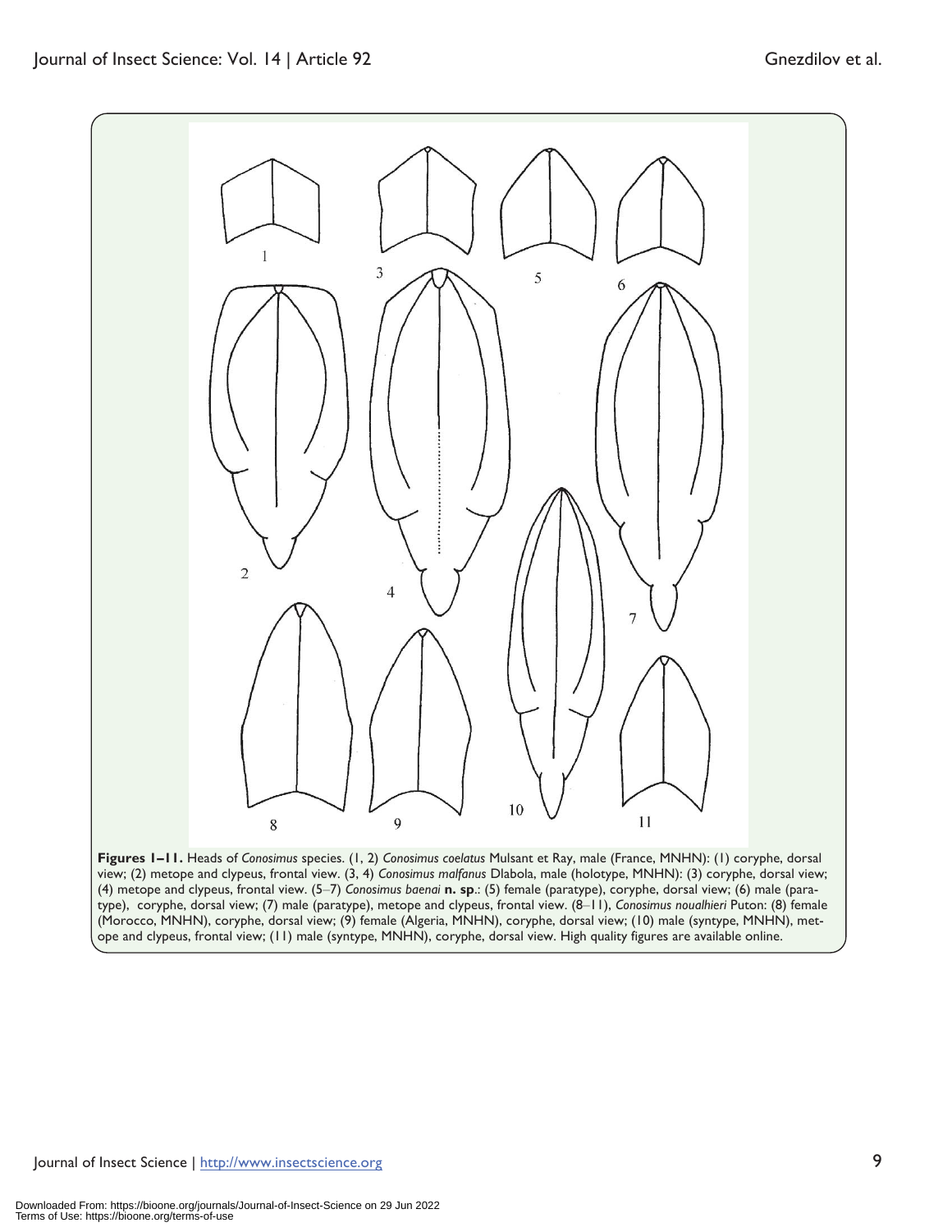**Figures 1–11.** Heads of *Conosimus* species. (1, 2) *Conosimus coelatus* Mulsant et Ray, male (France, MNHN): (1) coryphe, dorsal view; (2) metope and clypeus, frontal view. (3, 4) *Conosimus malfanus* Dlabola, male (holotype, MNHN): (3) coryphe, dorsal view; (4) metope and clypeus, frontal view. (5–7) *Conosimus baenai* **n. sp.**: (5) female (paratype), coryphe, dorsal view; (6) male (paratype), coryphe, dorsal view; (7) male (paratype), metope and clypeus, frontal view. (8–11), *Conosimus noualhieri* Puton: (8) female (Morocco, MNHN), coryphe, dorsal view; (9) female (Algeria, MNHN), coryphe, dorsal view; (10) male (syntype, MNHN), metope and clypeus, frontal view; (11) male (syntype, MNHN), coryphe, dorsal view. High quality figures are available online.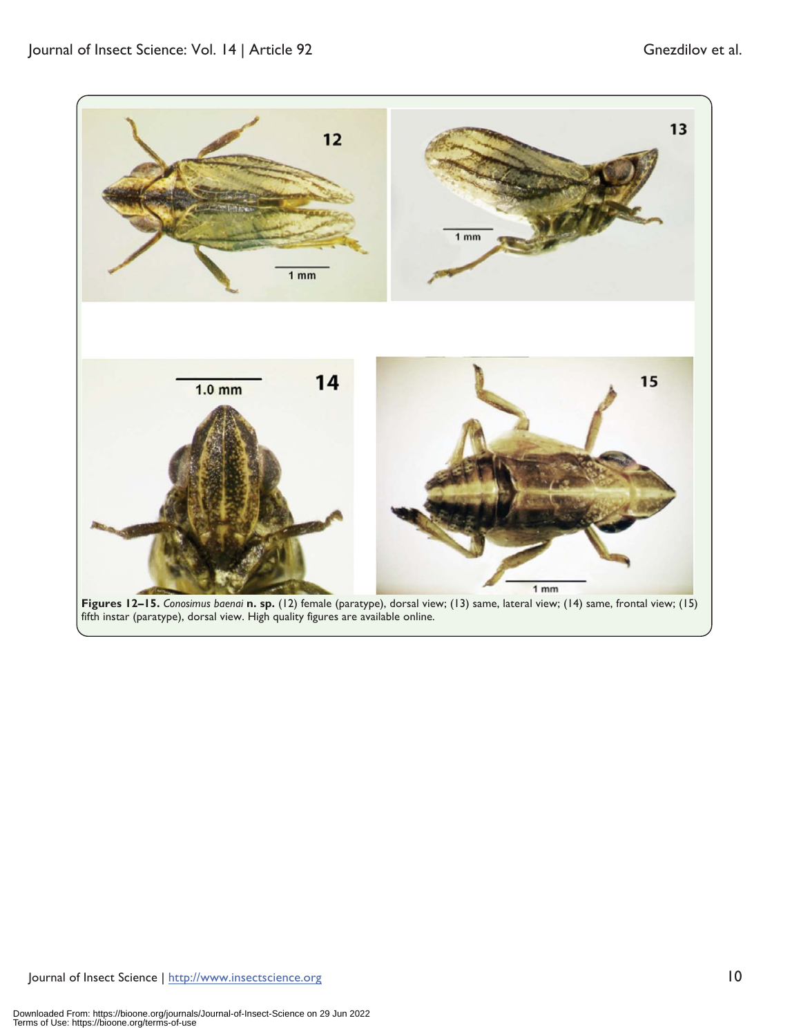**Figures 12–15.** *Conosimus baenai* **n. sp.** (12) female (paratype), dorsal view; (13) same, lateral view; (14) same, frontal view; (15) fifth instar (paratype), dorsal view. High quality figures are available online.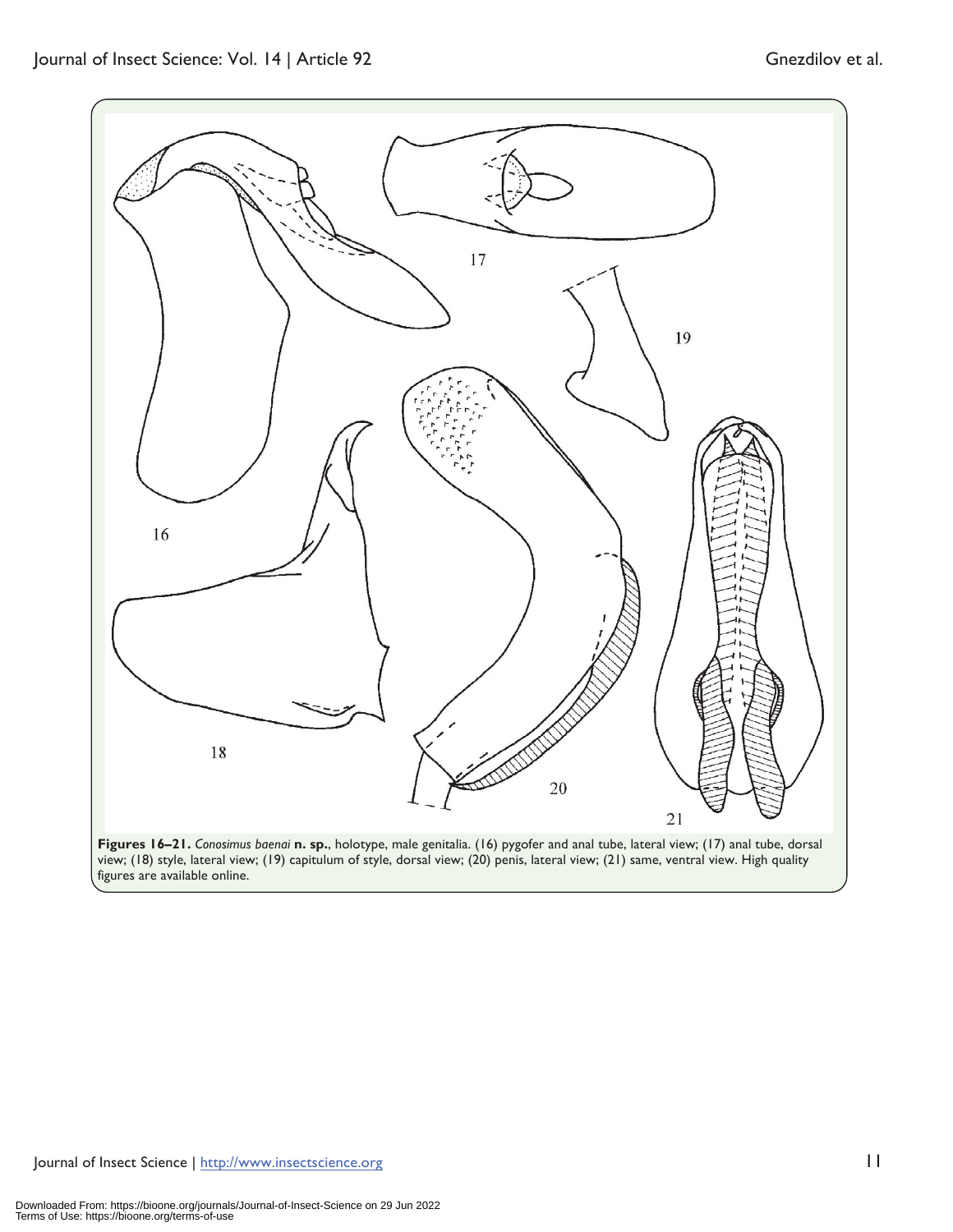**Figures 16–21.** *Conosimus baenai* **n. sp.**, holotype, male genitalia. (16) pygofer and anal tube, lateral view; (17) anal tube, dorsal view; (18) style, lateral view; (19) capitulum of style, dorsal view; (20) penis, lateral view; (21) same, ventral view. High quality figures are available online.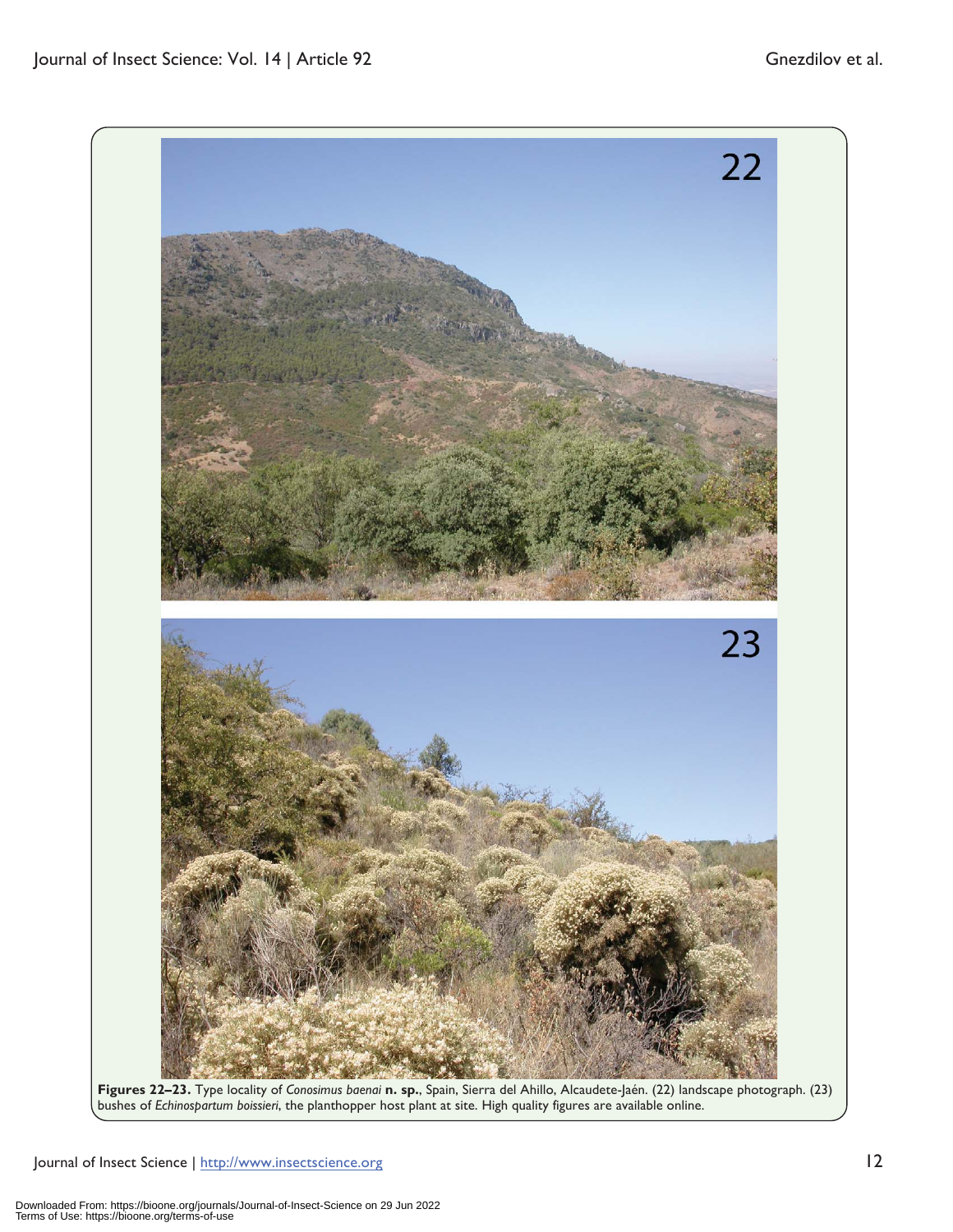**Figures 22–23.** Type locality of *Conosimus baenai* **n. sp.**, Spain, Sierra del Ahillo, Alcaudete-Jaén. (22) landscape photograph. (23) bushes of *Echinospartum boissieri*, the planthopper host plant at site. High quality figures are available online.

Downloaded From: https://bioone.org/journals/Journal-of-Insect-Science on 29 Jun 2022
Terms of Use: https://bioone.org/terms-of-use